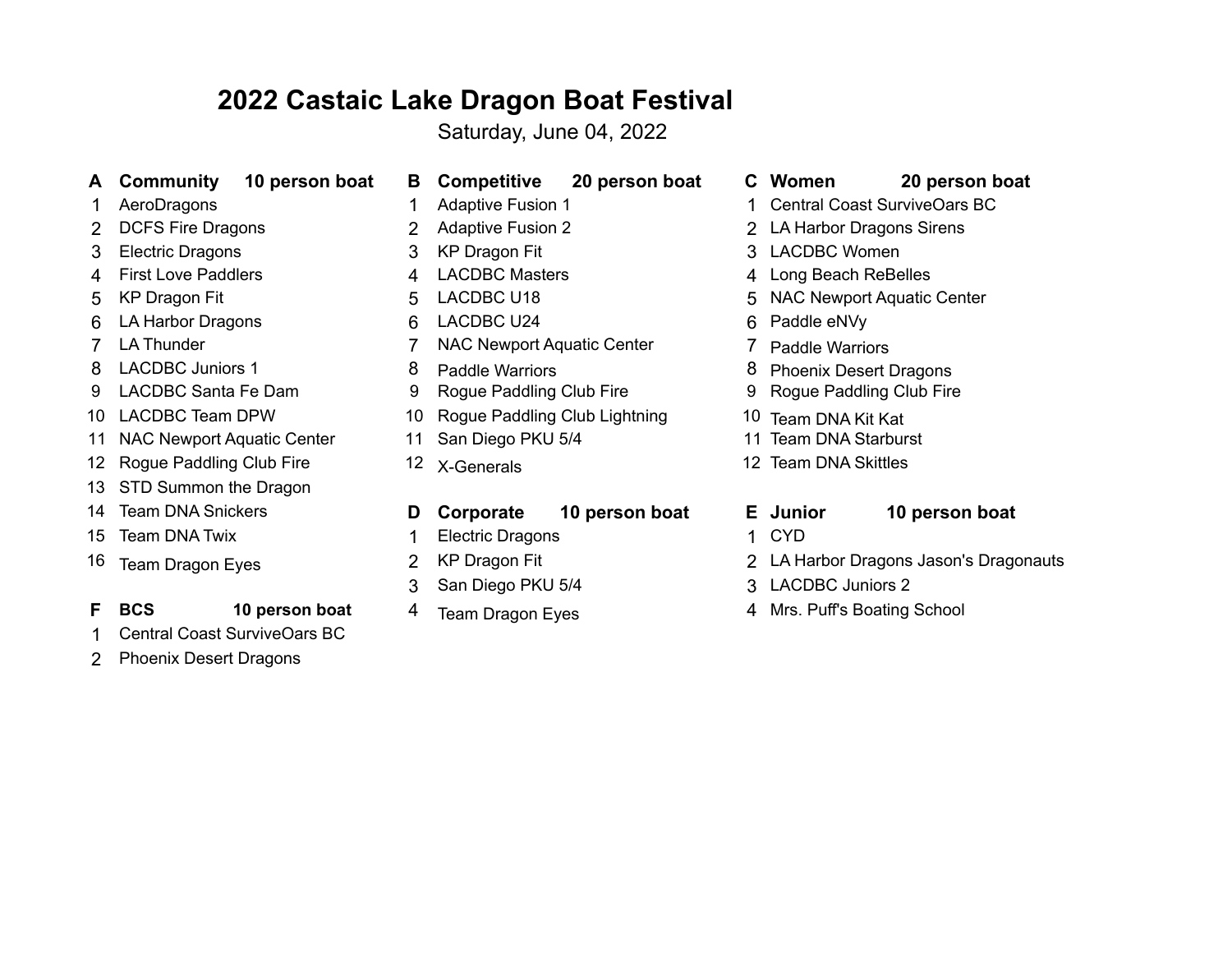# 2022 Castaic Lake Dragon Boat Festival

Saturday, June 04, 2022

## A Community — 10 person boat

1. AeroDragons
2. DCFS Fire Dragons
3. Electric Dragons
4. First Love Paddlers
5. KP Dragon Fit
6. LA Harbor Dragons
7. LA Thunder
8. LACDBC Juniors 1
9. LACDBC Santa Fe Dam
10. LACDBC Team DPW
11. NAC Newport Aquatic Center
12. Rogue Paddling Club Fire
13. STD Summon the Dragon
14. Team DNA Snickers
15. Team DNA Twix
16. Team Dragon Eyes

## F BCS — 10 person boat

1. Central Coast SurviveOars BC
2. Phoenix Desert Dragons

## B Competitive — 20 person boat

1. Adaptive Fusion 1
2. Adaptive Fusion 2
3. KP Dragon Fit
4. LACDBC Masters
5. LACDBC U18
6. LACDBC U24
7. NAC Newport Aquatic Center
8. Paddle Warriors
9. Rogue Paddling Club Fire
10. Rogue Paddling Club Lightning
11. San Diego PKU 5/4
12. X-Generals

## D Corporate — 10 person boat

1. Electric Dragons
2. KP Dragon Fit
3. San Diego PKU 5/4
4. Team Dragon Eyes

## C Women — 20 person boat

1. Central Coast SurviveOars BC
2. LA Harbor Dragons Sirens
3. LACDBC Women
4. Long Beach ReBelles
5. NAC Newport Aquatic Center
6. Paddle eNVy
7. Paddle Warriors
8. Phoenix Desert Dragons
9. Rogue Paddling Club Fire
10. Team DNA Kit Kat
11. Team DNA Starburst
12. Team DNA Skittles

## E Junior — 10 person boat

1. CYD
2. LA Harbor Dragons Jason's Dragonauts
3. LACDBC Juniors 2
4. Mrs. Puff's Boating School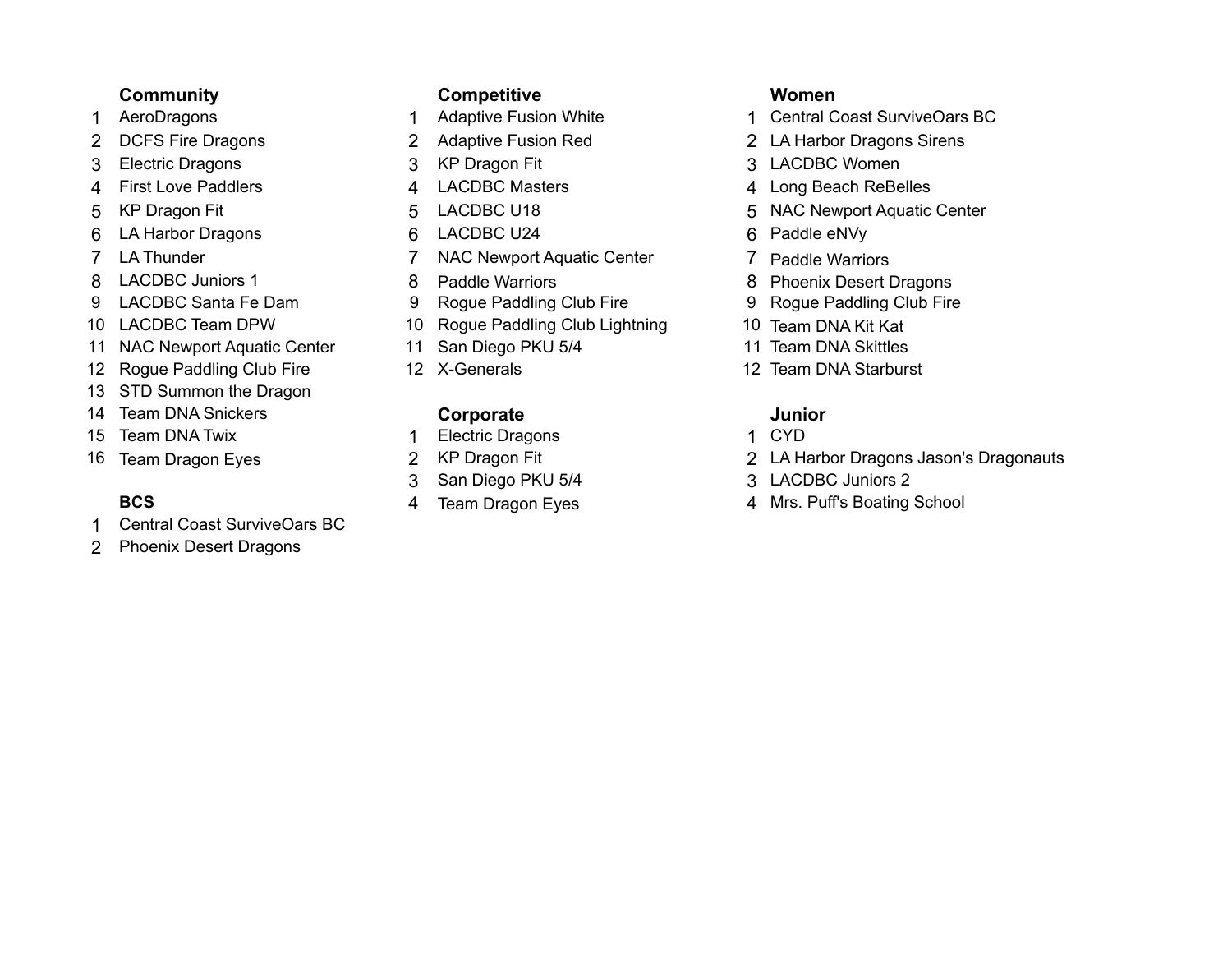**Community**

1. AeroDragons
2. DCFS Fire Dragons
3. Electric Dragons
4. First Love Paddlers
5. KP Dragon Fit
6. LA Harbor Dragons
7. LA Thunder
8. LACDBC Juniors 1
9. LACDBC Santa Fe Dam
10. LACDBC Team DPW
11. NAC Newport Aquatic Center
12. Rogue Paddling Club Fire
13. STD Summon the Dragon
14. Team DNA Snickers
15. Team DNA Twix
16. Team Dragon Eyes

**BCS**

1. Central Coast SurviveOars BC
2. Phoenix Desert Dragons

**Competitive**

1. Adaptive Fusion White
2. Adaptive Fusion Red
3. KP Dragon Fit
4. LACDBC Masters
5. LACDBC U18
6. LACDBC U24
7. NAC Newport Aquatic Center
8. Paddle Warriors
9. Rogue Paddling Club Fire
10. Rogue Paddling Club Lightning
11. San Diego PKU 5/4
12. X-Generals

**Corporate**

1. Electric Dragons
2. KP Dragon Fit
3. San Diego PKU 5/4
4. Team Dragon Eyes

**Women**

1. Central Coast SurviveOars BC
2. LA Harbor Dragons Sirens
3. LACDBC Women
4. Long Beach ReBelles
5. NAC Newport Aquatic Center
6. Paddle eNVy
7. Paddle Warriors
8. Phoenix Desert Dragons
9. Rogue Paddling Club Fire
10. Team DNA Kit Kat
11. Team DNA Skittles
12. Team DNA Starburst

**Junior**

1. CYD
2. LA Harbor Dragons Jason's Dragonauts
3. LACDBC Juniors 2
4. Mrs. Puff's Boating School